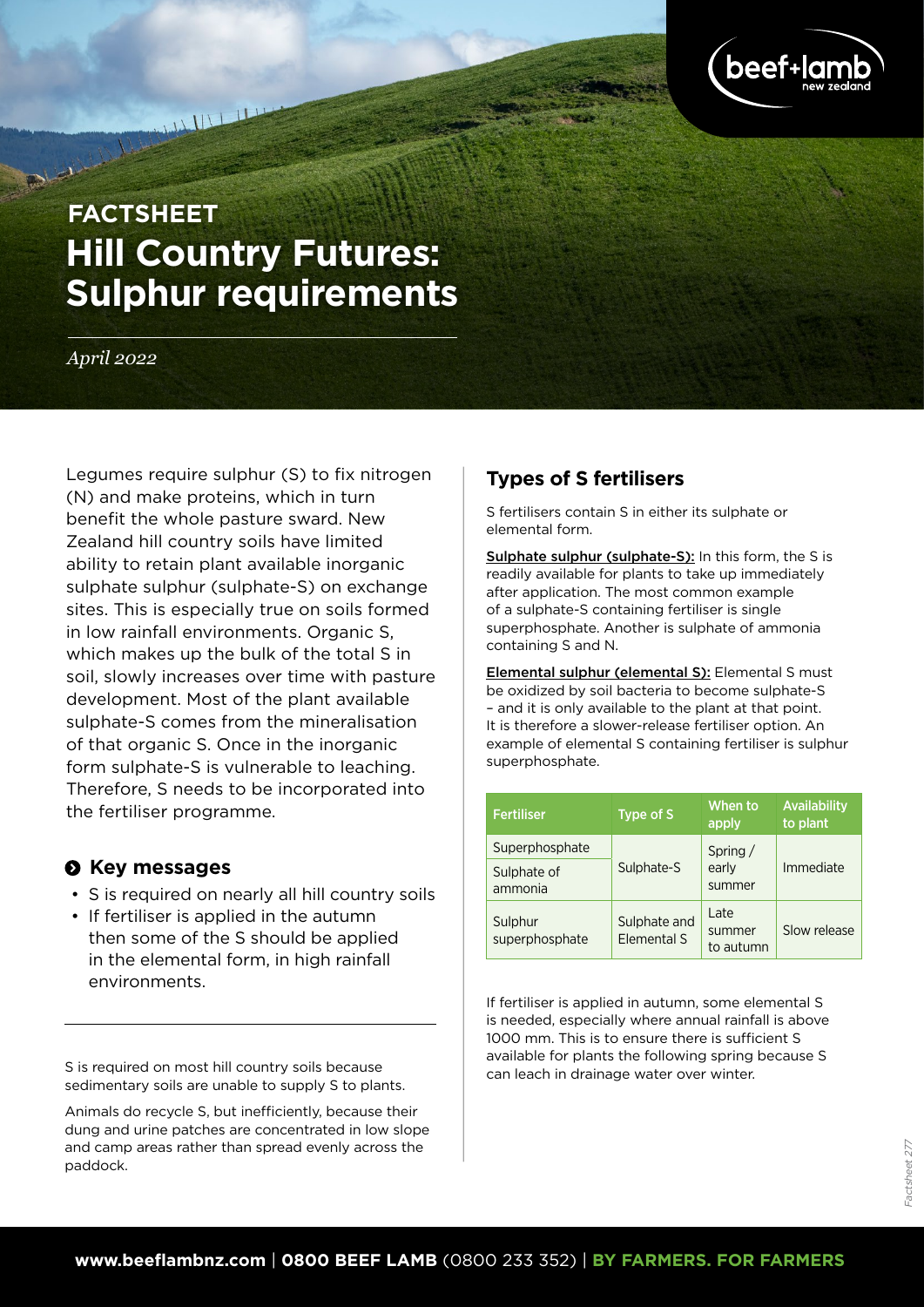# FACTSHEET
# Hill Country Futures: Sulphur requirements

*April 2022*

Legumes require sulphur (S) to fix nitrogen (N) and make proteins, which in turn benefit the whole pasture sward. New Zealand hill country soils have limited ability to retain plant available inorganic sulphate sulphur (sulphate-S) on exchange sites. This is especially true on soils formed in low rainfall environments. Organic S, which makes up the bulk of the total S in soil, slowly increases over time with pasture development. Most of the plant available sulphate-S comes from the mineralisation of that organic S. Once in the inorganic form sulphate-S is vulnerable to leaching. Therefore, S needs to be incorporated into the fertiliser programme.

## Key messages

- S is required on nearly all hill country soils
- If fertiliser is applied in the autumn then some of the S should be applied in the elemental form, in high rainfall environments.

S is required on most hill country soils because sedimentary soils are unable to supply S to plants.

Animals do recycle S, but inefficiently, because their dung and urine patches are concentrated in low slope and camp areas rather than spread evenly across the paddock.

## Types of S fertilisers

S fertilisers contain S in either its sulphate or elemental form.

**Sulphate sulphur (sulphate-S):** In this form, the S is readily available for plants to take up immediately after application. The most common example of a sulphate-S containing fertiliser is single superphosphate. Another is sulphate of ammonia containing S and N.

**Elemental sulphur (elemental S):** Elemental S must be oxidized by soil bacteria to become sulphate-S – and it is only available to the plant at that point. It is therefore a slower-release fertiliser option. An example of elemental S containing fertiliser is sulphur superphosphate.

| Fertiliser | Type of S | When to apply | Availability to plant |
|---|---|---|---|
| Superphosphate | Sulphate-S | Spring / early summer | Immediate |
| Sulphate of ammonia | | | |
| Sulphur superphosphate | Sulphate and Elemental S | Late summer to autumn | Slow release |

If fertiliser is applied in autumn, some elemental S is needed, especially where annual rainfall is above 1000 mm. This is to ensure there is sufficient S available for plants the following spring because S can leach in drainage water over winter.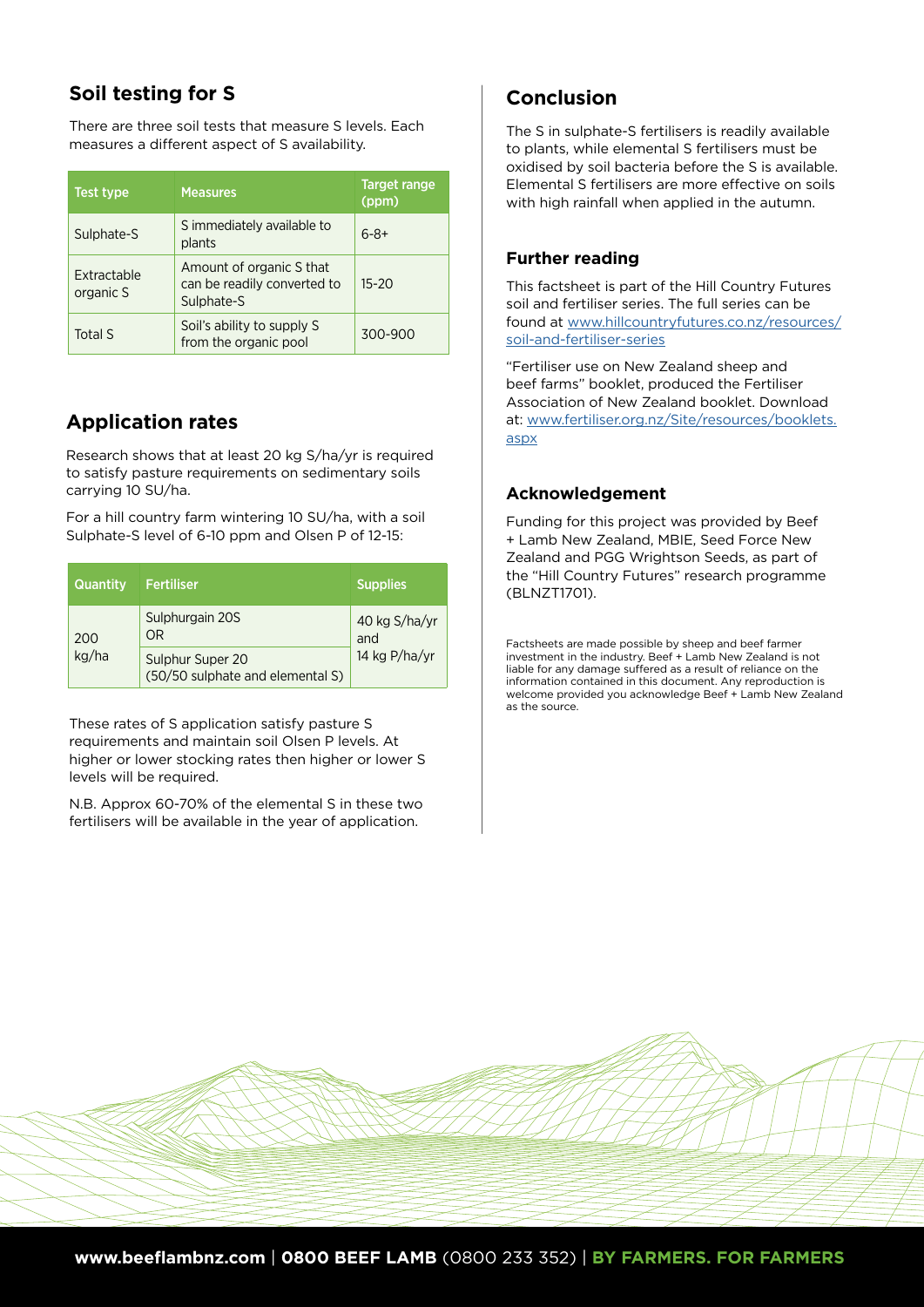## Soil testing for S

There are three soil tests that measure S levels. Each measures a different aspect of S availability.

| Test type | Measures | Target range (ppm) |
|---|---|---|
| Sulphate-S | S immediately available to plants | 6-8+ |
| Extractable organic S | Amount of organic S that can be readily converted to Sulphate-S | 15-20 |
| Total S | Soil's ability to supply S from the organic pool | 300-900 |

## Application rates

Research shows that at least 20 kg S/ha/yr is required to satisfy pasture requirements on sedimentary soils carrying 10 SU/ha.

For a hill country farm wintering 10 SU/ha, with a soil Sulphate-S level of 6-10 ppm and Olsen P of 12-15:

| Quantity | Fertiliser | Supplies |
|---|---|---|
| 200 kg/ha | Sulphurgain 20S OR | 40 kg S/ha/yr and 14 kg P/ha/yr |
| | Sulphur Super 20 (50/50 sulphate and elemental S) | |

These rates of S application satisfy pasture S requirements and maintain soil Olsen P levels. At higher or lower stocking rates then higher or lower S levels will be required.

N.B. Approx 60-70% of the elemental S in these two fertilisers will be available in the year of application.

## Conclusion

The S in sulphate-S fertilisers is readily available to plants, while elemental S fertilisers must be oxidised by soil bacteria before the S is available. Elemental S fertilisers are more effective on soils with high rainfall when applied in the autumn.

### Further reading

This factsheet is part of the Hill Country Futures soil and fertiliser series. The full series can be found at www.hillcountryfutures.co.nz/resources/soil-and-fertiliser-series

"Fertiliser use on New Zealand sheep and beef farms" booklet, produced the Fertiliser Association of New Zealand booklet. Download at: www.fertiliser.org.nz/Site/resources/booklets.aspx

### Acknowledgement

Funding for this project was provided by Beef + Lamb New Zealand, MBIE, Seed Force New Zealand and PGG Wrightson Seeds, as part of the "Hill Country Futures" research programme (BLNZT1701).

Factsheets are made possible by sheep and beef farmer investment in the industry. Beef + Lamb New Zealand is not liable for any damage suffered as a result of reliance on the information contained in this document. Any reproduction is welcome provided you acknowledge Beef + Lamb New Zealand as the source.

**www.beeflambnz.com** | **0800 BEEF LAMB** (0800 233 352) | **BY FARMERS. FOR FARMERS**